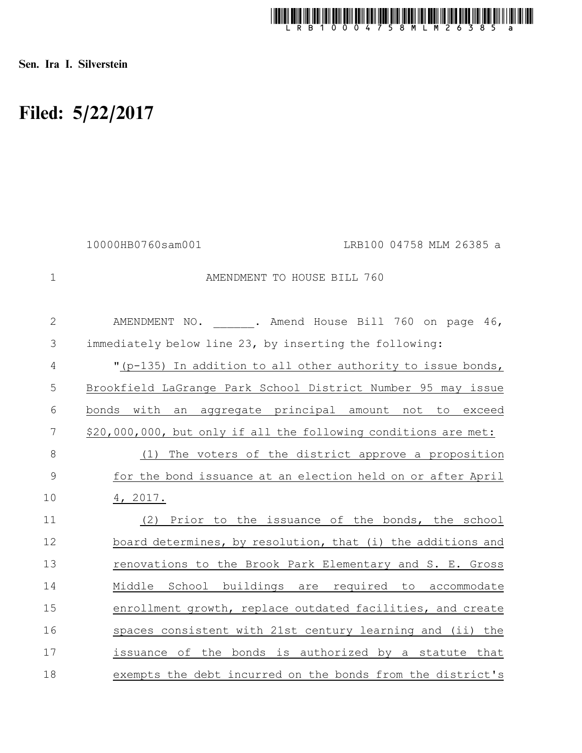Sen. Ira I. Silverstein

# Filed: 5/22/2017

10000HB0760sam001 LRB100 04758 MLM 26385 a

AMENDMENT TO HOUSE BILL 760

AMENDMENT NO. ______. Amend House Bill 760 on page 46, immediately below line 23, by inserting the following:

"(p-135) In addition to all other authority to issue bonds, Brookfield LaGrange Park School District Number 95 may issue bonds with an aggregate principal amount not to exceed $20,000,000, but only if all the following conditions are met:

(1) The voters of the district approve a proposition for the bond issuance at an election held on or after April 4, 2017.

(2) Prior to the issuance of the bonds, the school board determines, by resolution, that (i) the additions and renovations to the Brook Park Elementary and S. E. Gross Middle School buildings are required to accommodate enrollment growth, replace outdated facilities, and create spaces consistent with 21st century learning and (ii) the issuance of the bonds is authorized by a statute that exempts the debt incurred on the bonds from the district's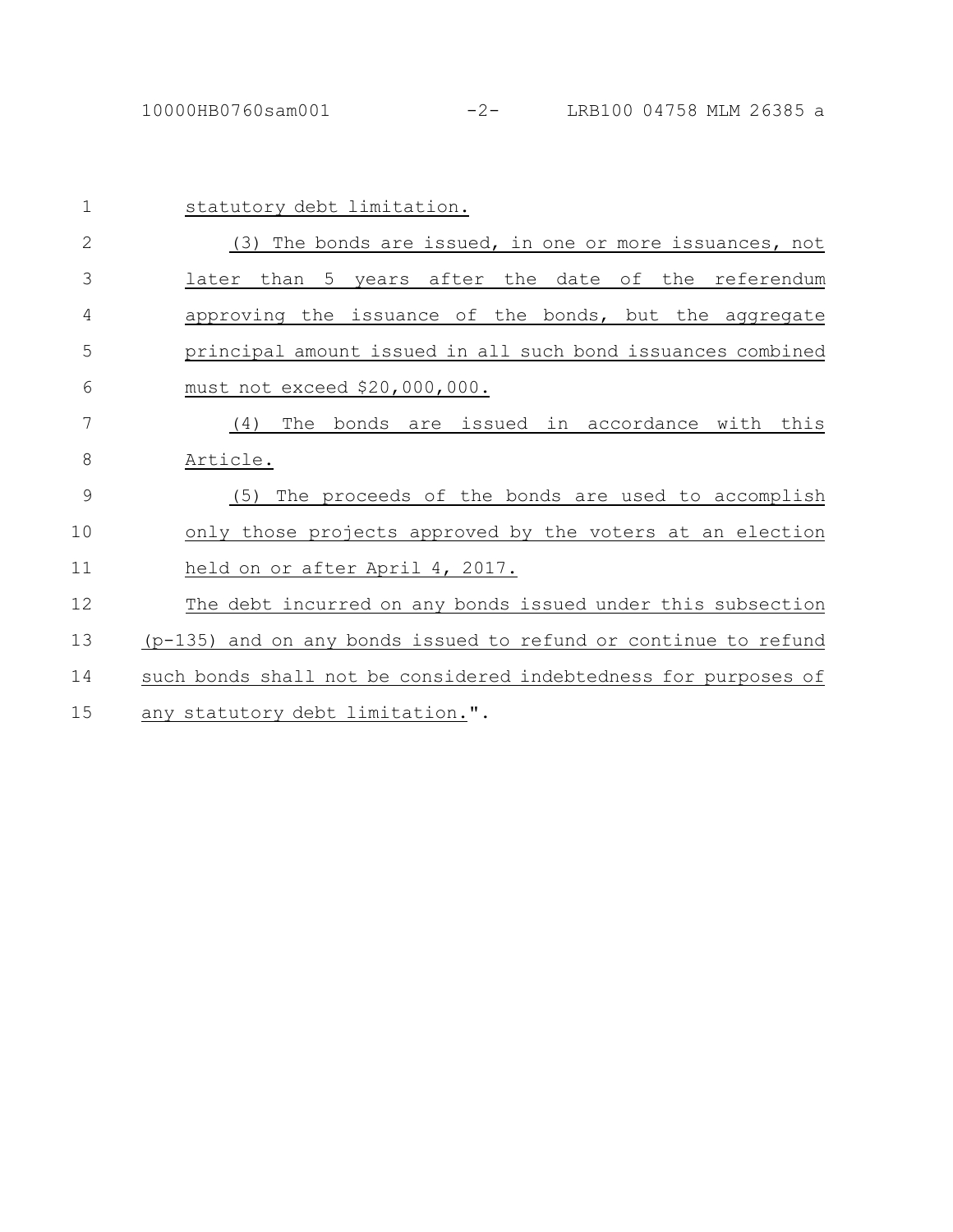statutory debt limitation.

(3) The bonds are issued, in one or more issuances, not later than 5 years after the date of the referendum approving the issuance of the bonds, but the aggregate principal amount issued in all such bond issuances combined must not exceed $20,000,000.

(4) The bonds are issued in accordance with this Article.

(5) The proceeds of the bonds are used to accomplish only those projects approved by the voters at an election held on or after April 4, 2017.

The debt incurred on any bonds issued under this subsection (p-135) and on any bonds issued to refund or continue to refund such bonds shall not be considered indebtedness for purposes of any statutory debt limitation.".